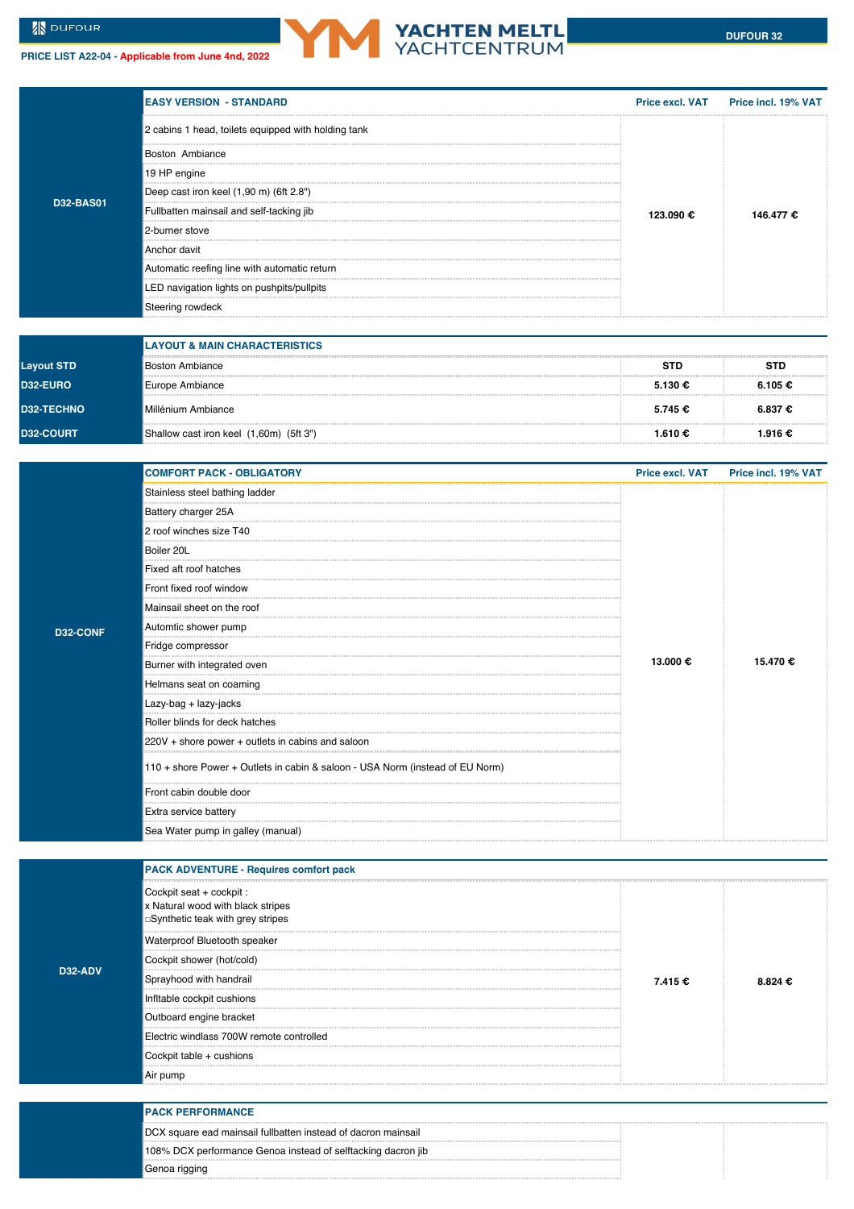DUFOUR

PRICE LIST A22-04 - Applicable from June 4nd, 2022

YACHTEN MELTL YACHTCENTRUM

DUFOUR 32

| | EASY VERSION - STANDARD | Price excl. VAT | Price incl. 19% VAT |
|---|---|---|---|
| D32-BAS01 | 2 cabins 1 head, toilets equipped with holding tank<br>Boston Ambiance<br>19 HP engine<br>Deep cast iron keel (1,90 m) (6ft 2.8")<br>Fullbatten mainsail and self-tacking jib<br>2-burner stove<br>Anchor davit<br>Automatic reefing line with automatic return<br>LED navigation lights on pushpits/pullpits<br>Steering rowdeck | 123.090 € | 146.477 € |

| | LAYOUT & MAIN CHARACTERISTICS | | |
|---|---|---|---|
| Layout STD | Boston Ambiance | STD | STD |
| D32-EURO | Europe Ambiance | 5.130 € | 6.105 € |
| D32-TECHNO | Millénium Ambiance | 5.745 € | 6.837 € |
| D32-COURT | Shallow cast iron keel (1,60m) (5ft 3") | 1.610 € | 1.916 € |

| | COMFORT PACK - OBLIGATORY | Price excl. VAT | Price incl. 19% VAT |
|---|---|---|---|
| D32-CONF | Stainless steel bathing ladder<br>Battery charger 25A<br>2 roof winches size T40<br>Boiler 20L<br>Fixed aft roof hatches<br>Front fixed roof window<br>Mainsail sheet on the roof<br>Automtic shower pump<br>Fridge compressor<br>Burner with integrated oven<br>Helmans seat on coaming<br>Lazy-bag + lazy-jacks<br>Roller blinds for deck hatches<br>220V + shore power + outlets in cabins and saloon<br>110 + shore Power + Outlets in cabin & saloon - USA Norm (instead of EU Norm)<br>Front cabin double door<br>Extra service battery<br>Sea Water pump in galley (manual) | 13.000 € | 15.470 € |

| | PACK ADVENTURE - Requires comfort pack | | |
|---|---|---|---|
| D32-ADV | Cockpit seat + cockpit :<br>x Natural wood with black stripes<br>□Synthetic teak with grey stripes<br>Waterproof Bluetooth speaker<br>Cockpit shower (hot/cold)<br>Sprayhood with handrail<br>Infltable cockpit cushions<br>Outboard engine bracket<br>Electric windlass 700W remote controlled<br>Cockpit table + cushions<br>Air pump | 7.415 € | 8.824 € |

| | PACK PERFORMANCE | | |
|---|---|---|---|
| | DCX square ead mainsail fullbatten instead of dacron mainsail<br>108% DCX performance Genoa instead of selftacking dacron jib<br>Genoa rigging | | |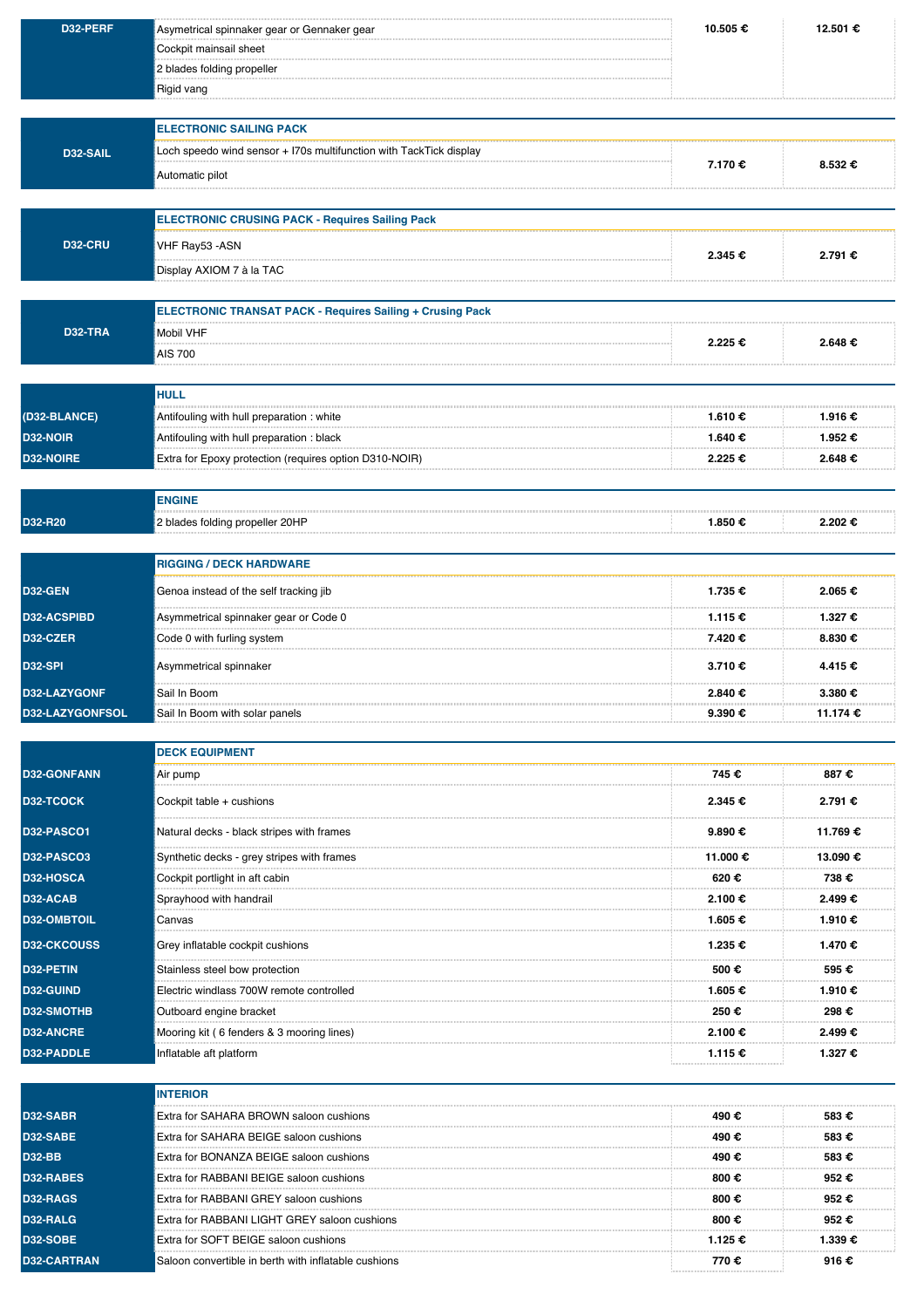| | | | |
|---|---|---|---|
| **D32-PERF** | Asymetrical spinnaker gear or Gennaker gear<br>Cockpit mainsail sheet<br>2 blades folding propeller<br>Rigid vang | **10.505 €** | **12.501 €** |
| **D32-SAIL** | **ELECTRONIC SAILING PACK** | | |
| | Loch speedo wind sensor + I70s multifunction with TackTick display<br>Automatic pilot | **7.170 €** | **8.532 €** |
| **D32-CRU** | **ELECTRONIC CRUSING PACK - Requires Sailing Pack** | | |
| | VHF Ray53 -ASN<br>Display AXIOM 7 à la TAC | **2.345 €** | **2.791 €** |
| **D32-TRA** | **ELECTRONIC TRANSAT PACK - Requires Sailing + Crusing Pack** | | |
| | Mobil VHF<br>AIS 700 | **2.225 €** | **2.648 €** |
| | **HULL** | | |
| **(D32-BLANCE)** | Antifouling with hull preparation : white | **1.610 €** | **1.916 €** |
| **D32-NOIR** | Antifouling with hull preparation : black | **1.640 €** | **1.952 €** |
| **D32-NOIRE** | Extra for Epoxy protection (requires option D310-NOIR) | **2.225 €** | **2.648 €** |
| | **ENGINE** | | |
| **D32-R20** | 2 blades folding propeller 20HP | **1.850 €** | **2.202 €** |
| | **RIGGING / DECK HARDWARE** | | |
| **D32-GEN** | Genoa instead of the self tracking jib | **1.735 €** | **2.065 €** |
| **D32-ACSPIBD** | Asymmetrical spinnaker gear or Code 0 | **1.115 €** | **1.327 €** |
| **D32-CZER** | Code 0 with furling system | **7.420 €** | **8.830 €** |
| **D32-SPI** | Asymmetrical spinnaker | **3.710 €** | **4.415 €** |
| **D32-LAZYGONF** | Sail In Boom | **2.840 €** | **3.380 €** |
| **D32-LAZYGONFSOL** | Sail In Boom with solar panels | **9.390 €** | **11.174 €** |
| | **DECK EQUIPMENT** | | |
| **D32-GONFANN** | Air pump | **745 €** | **887 €** |
| **D32-TCOCK** | Cockpit table + cushions | **2.345 €** | **2.791 €** |
| **D32-PASCO1** | Natural decks - black stripes with frames | **9.890 €** | **11.769 €** |
| **D32-PASCO3** | Synthetic decks - grey stripes with frames | **11.000 €** | **13.090 €** |
| **D32-HOSCA** | Cockpit portlight in aft cabin | **620 €** | **738 €** |
| **D32-ACAB** | Sprayhood with handrail | **2.100 €** | **2.499 €** |
| **D32-OMBTOIL** | Canvas | **1.605 €** | **1.910 €** |
| **D32-CKCOUSS** | Grey inflatable cockpit cushions | **1.235 €** | **1.470 €** |
| **D32-PETIN** | Stainless steel bow protection | **500 €** | **595 €** |
| **D32-GUIND** | Electric windlass 700W remote controlled | **1.605 €** | **1.910 €** |
| **D32-SMOTHB** | Outboard engine bracket | **250 €** | **298 €** |
| **D32-ANCRE** | Mooring kit ( 6 fenders & 3 mooring lines) | **2.100 €** | **2.499 €** |
| **D32-PADDLE** | Inflatable aft platform | **1.115 €** | **1.327 €** |
| | **INTERIOR** | | |
| **D32-SABR** | Extra for SAHARA BROWN saloon cushions | **490 €** | **583 €** |
| **D32-SABE** | Extra for SAHARA BEIGE saloon cushions | **490 €** | **583 €** |
| **D32-BB** | Extra for BONANZA BEIGE saloon cushions | **490 €** | **583 €** |
| **D32-RABES** | Extra for RABBANI BEIGE saloon cushions | **800 €** | **952 €** |
| **D32-RAGS** | Extra for RABBANI GREY saloon cushions | **800 €** | **952 €** |
| **D32-RALG** | Extra for RABBANI LIGHT GREY saloon cushions | **800 €** | **952 €** |
| **D32-SOBE** | Extra for SOFT BEIGE saloon cushions | **1.125 €** | **1.339 €** |
| **D32-CARTRAN** | Saloon convertible in berth with inflatable cushions | **770 €** | **916 €** |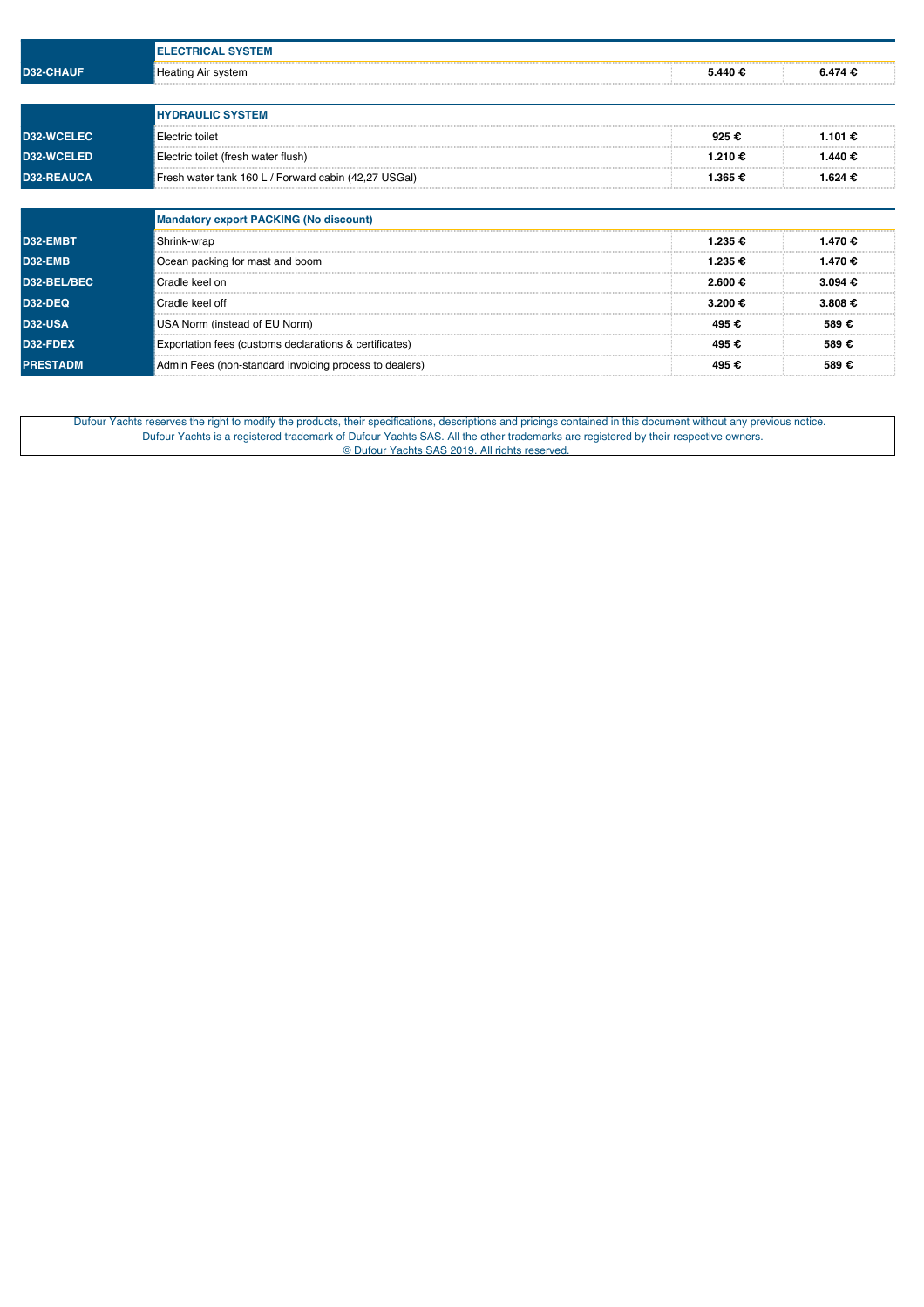| | | | |
|---|---|---|---|
| | **ELECTRICAL SYSTEM** | | |
| **D32-CHAUF** | Heating Air system | **5.440 €** | **6.474 €** |
| | **HYDRAULIC SYSTEM** | | |
| **D32-WCELEC** | Electric toilet | **925 €** | **1.101 €** |
| **D32-WCELED** | Electric toilet (fresh water flush) | **1.210 €** | **1.440 €** |
| **D32-REAUCA** | Fresh water tank 160 L / Forward cabin (42,27 USGal) | **1.365 €** | **1.624 €** |
| | **Mandatory export PACKING (No discount)** | | |
| **D32-EMBT** | Shrink-wrap | **1.235 €** | **1.470 €** |
| **D32-EMB** | Ocean packing for mast and boom | **1.235 €** | **1.470 €** |
| **D32-BEL/BEC** | Cradle keel on | **2.600 €** | **3.094 €** |
| **D32-DEQ** | Cradle keel off | **3.200 €** | **3.808 €** |
| **D32-USA** | USA Norm (instead of EU Norm) | **495 €** | **589 €** |
| **D32-FDEX** | Exportation fees (customs declarations & certificates) | **495 €** | **589 €** |
| **PRESTADM** | Admin Fees (non-standard invoicing process to dealers) | **495 €** | **589 €** |

Dufour Yachts reserves the right to modify the products, their specifications, descriptions and pricings contained in this document without any previous notice.
Dufour Yachts is a registered trademark of Dufour Yachts SAS. All the other trademarks are registered by their respective owners.
© Dufour Yachts SAS 2019. All rights reserved.